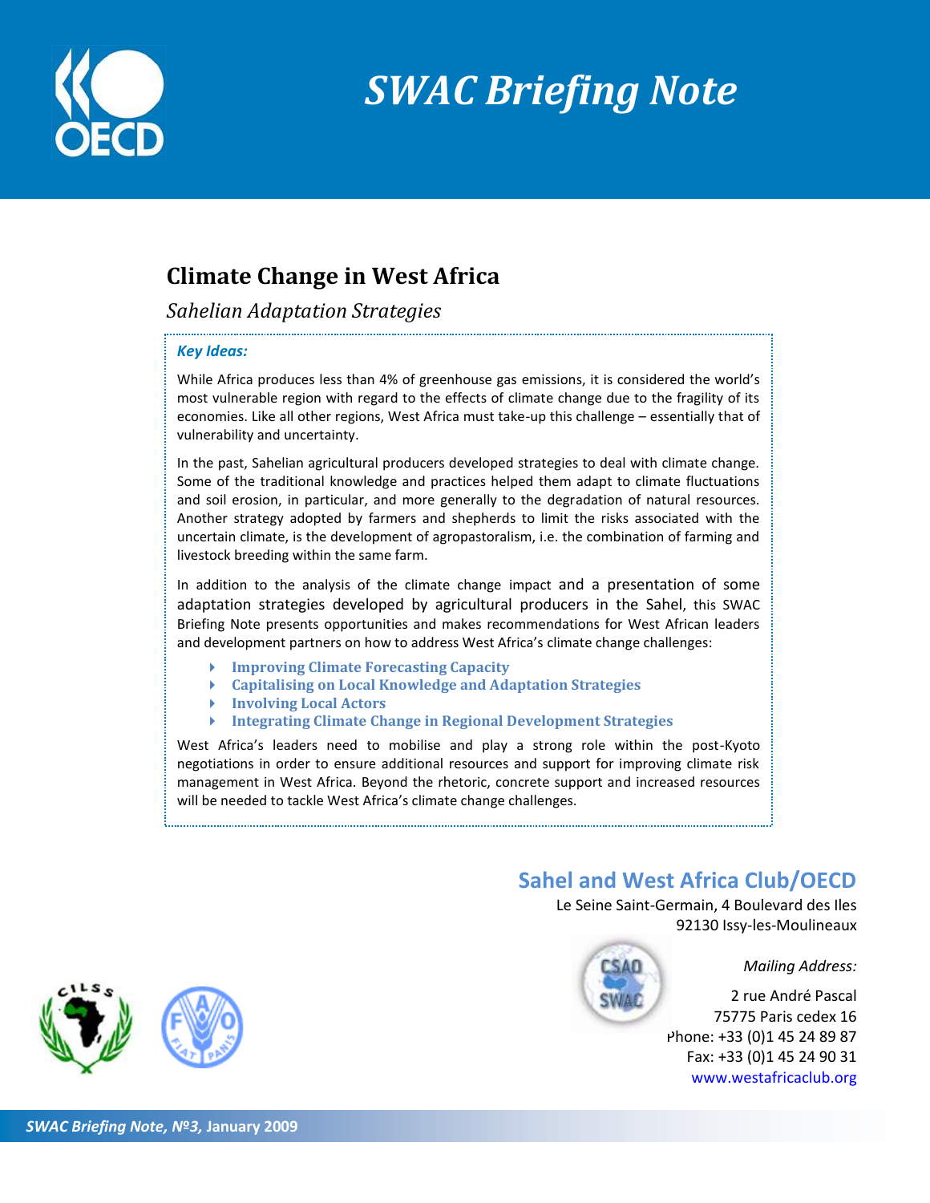# SWAC Briefing Note

## Climate Change in West Africa

*Sahelian Adaptation Strategies*

***Key Ideas:***

While Africa produces less than 4% of greenhouse gas emissions, it is considered the world's most vulnerable region with regard to the effects of climate change due to the fragility of its economies. Like all other regions, West Africa must take-up this challenge – essentially that of vulnerability and uncertainty.

In the past, Sahelian agricultural producers developed strategies to deal with climate change. Some of the traditional knowledge and practices helped them adapt to climate fluctuations and soil erosion, in particular, and more generally to the degradation of natural resources. Another strategy adopted by farmers and shepherds to limit the risks associated with the uncertain climate, is the development of agropastoralism, i.e. the combination of farming and livestock breeding within the same farm.

In addition to the analysis of the climate change impact and a presentation of some adaptation strategies developed by agricultural producers in the Sahel, this SWAC Briefing Note presents opportunities and makes recommendations for West African leaders and development partners on how to address West Africa's climate change challenges:

- **Improving Climate Forecasting Capacity**
- **Capitalising on Local Knowledge and Adaptation Strategies**
- **Involving Local Actors**
- **Integrating Climate Change in Regional Development Strategies**

West Africa's leaders need to mobilise and play a strong role within the post-Kyoto negotiations in order to ensure additional resources and support for improving climate risk management in West Africa. Beyond the rhetoric, concrete support and increased resources will be needed to tackle West Africa's climate change challenges.

**Sahel and West Africa Club/OECD**

Le Seine Saint-Germain, 4 Boulevard des Iles
92130 Issy-les-Moulineaux

*Mailing Address:*

2 rue André Pascal
75775 Paris cedex 16
Phone: +33 (0)1 45 24 89 87
Fax: +33 (0)1 45 24 90 31
www.westafricaclub.org

***SWAC Briefing Note, №3,* January 2009**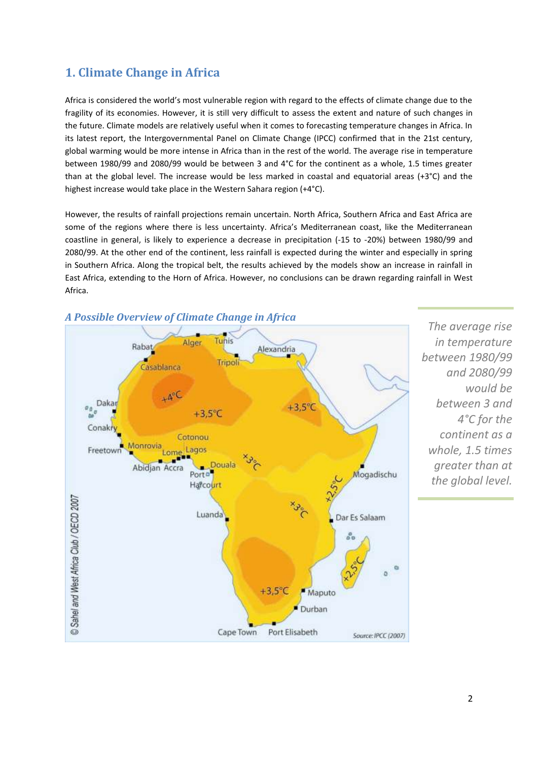## 1. Climate Change in Africa

Africa is considered the world's most vulnerable region with regard to the effects of climate change due to the fragility of its economies. However, it is still very difficult to assess the extent and nature of such changes in the future. Climate models are relatively useful when it comes to forecasting temperature changes in Africa. In its latest report, the Intergovernmental Panel on Climate Change (IPCC) confirmed that in the 21st century, global warming would be more intense in Africa than in the rest of the world. The average rise in temperature between 1980/99 and 2080/99 would be between 3 and 4°C for the continent as a whole, 1.5 times greater than at the global level. The increase would be less marked in coastal and equatorial areas (+3°C) and the highest increase would take place in the Western Sahara region (+4°C).

However, the results of rainfall projections remain uncertain. North Africa, Southern Africa and East Africa are some of the regions where there is less uncertainty. Africa's Mediterranean coast, like the Mediterranean coastline in general, is likely to experience a decrease in precipitation (-15 to -20%) between 1980/99 and 2080/99. At the other end of the continent, less rainfall is expected during the winter and especially in spring in Southern Africa. Along the tropical belt, the results achieved by the models show an increase in rainfall in East Africa, extending to the Horn of Africa. However, no conclusions can be drawn regarding rainfall in West Africa.

### *A Possible Overview of Climate Change in Africa*

Rabat, Alger, Tunis, Alexandria, Tripoli, Casablanca, +4°C, +3,5°C, +3,5°C, Dakar, Conakry, Cotonou, Freetown, Monrovia, Lome, Lagos, Abidjan, Accra, Douala, Port Harcourt, +3°C, +2,5°C, Mogadischu, Luanda, +3°C, Dar Es Salaam, +2,5°C, +3,5°C, Maputo, Durban, Cape Town, Port Elisabeth

Source: IPCC (2007)

© Sahel and West Africa Club / OECD 2007

*The average rise in temperature between 1980/99 and 2080/99 would be between 3 and 4°C for the continent as a whole, 1.5 times greater than at the global level.*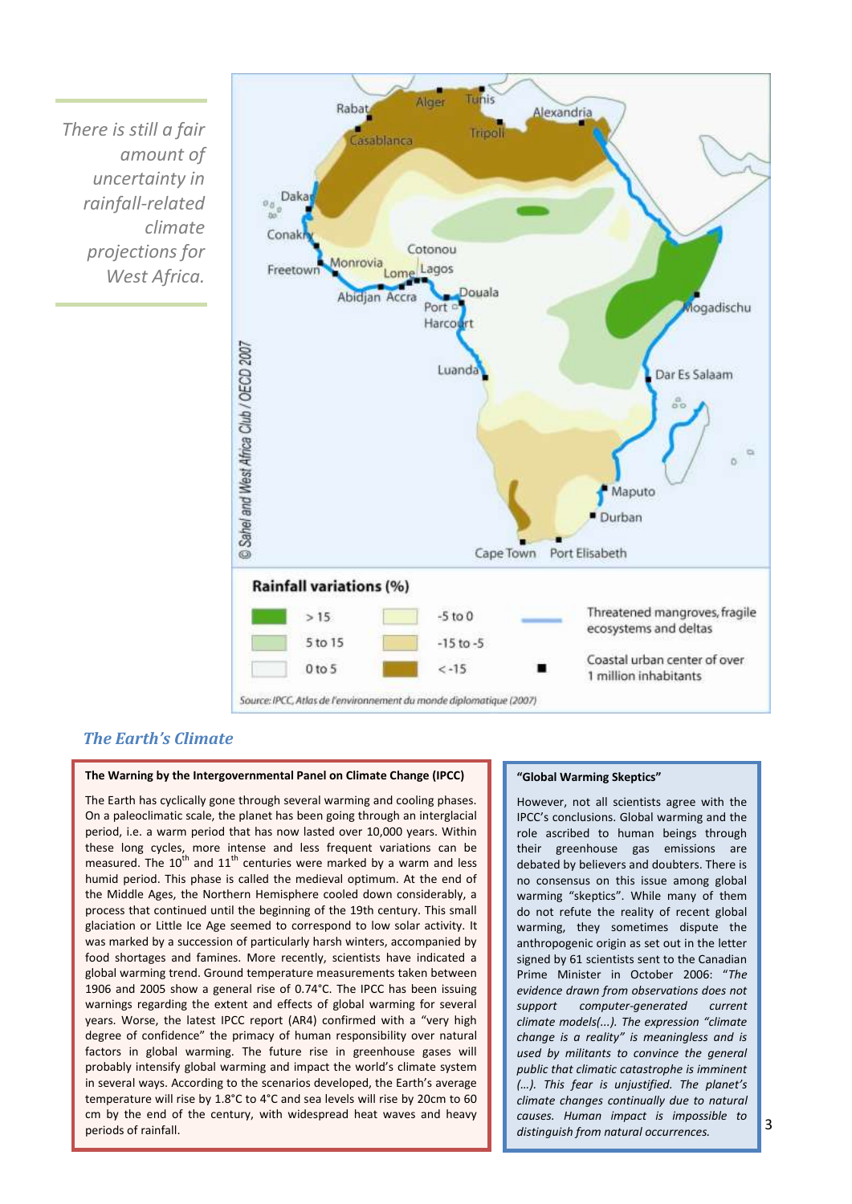*There is still a fair amount of uncertainty in rainfall-related climate projections for West Africa.*

Rabat, Alger, Tunis, Alexandria, Casablanca, Tripoli, Dakar, Conakry, Cotonou, Freetown, Monrovia, Lome, Lagos, Abidjan, Accra, Douala, Port Harcourt, Mogadischu, Luanda, Dar Es Salaam, Maputo, Durban, Cape Town, Port Elisabeth

© Sahel and West Africa Club / OECD 2007

**Rainfall variations (%)**

| | | |
|---|---|---|
| > 15 | -5 to 0 | Threatened mangroves, fragile ecosystems and deltas |
| 5 to 15 | -15 to -5 | |
| 0 to 5 | < -15 | Coastal urban center of over 1 million inhabitants |

*Source: IPCC, Atlas de l'environnement du monde diplomatique (2007)*

## *The Earth's Climate*

**The Warning by the Intergovernmental Panel on Climate Change (IPCC)**

The Earth has cyclically gone through several warming and cooling phases. On a paleoclimatic scale, the planet has been going through an interglacial period, i.e. a warm period that has now lasted over 10,000 years. Within these long cycles, more intense and less frequent variations can be measured. The 10th and 11th centuries were marked by a warm and less humid period. This phase is called the medieval optimum. At the end of the Middle Ages, the Northern Hemisphere cooled down considerably, a process that continued until the beginning of the 19th century. This small glaciation or Little Ice Age seemed to correspond to low solar activity. It was marked by a succession of particularly harsh winters, accompanied by food shortages and famines. More recently, scientists have indicated a global warming trend. Ground temperature measurements taken between 1906 and 2005 show a general rise of 0.74°C. The IPCC has been issuing warnings regarding the extent and effects of global warming for several years. Worse, the latest IPCC report (AR4) confirmed with a "very high degree of confidence" the primacy of human responsibility over natural factors in global warming. The future rise in greenhouse gases will probably intensify global warming and impact the world's climate system in several ways. According to the scenarios developed, the Earth's average temperature will rise by 1.8°C to 4°C and sea levels will rise by 20cm to 60 cm by the end of the century, with widespread heat waves and heavy periods of rainfall.

**"Global Warming Skeptics"**

However, not all scientists agree with the IPCC's conclusions. Global warming and the role ascribed to human beings through their greenhouse gas emissions are debated by believers and doubters. There is no consensus on this issue among global warming "skeptics". While many of them do not refute the reality of recent global warming, they sometimes dispute the anthropogenic origin as set out in the letter signed by 61 scientists sent to the Canadian Prime Minister in October 2006: "*The evidence drawn from observations does not support computer-generated current climate models(...). The expression "climate change is a reality" is meaningless and is used by militants to convince the general public that climatic catastrophe is imminent (...). This fear is unjustified. The planet's climate changes continually due to natural causes. Human impact is impossible to distinguish from natural occurrences.*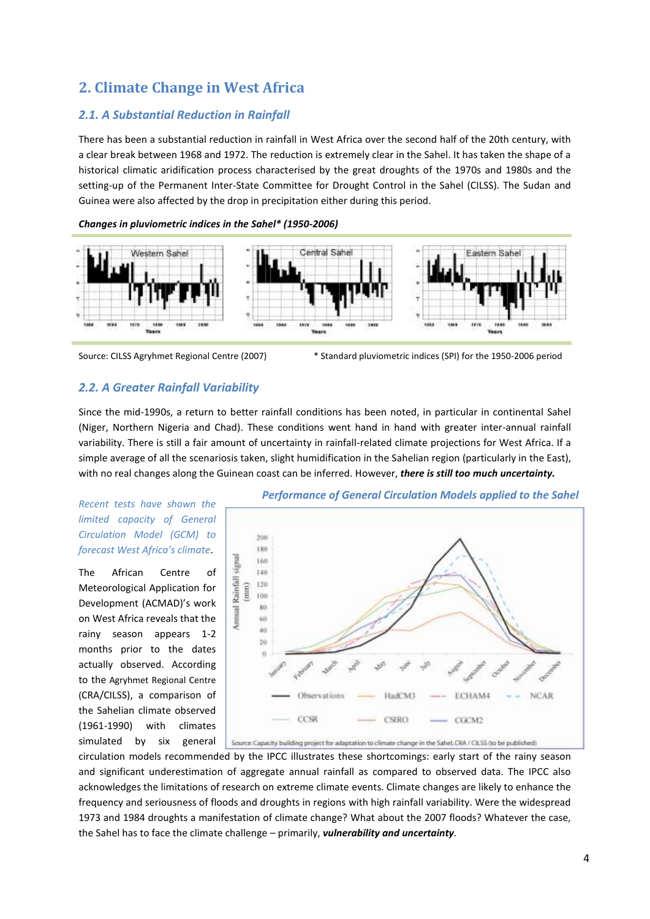## 2. Climate Change in West Africa

### 2.1. A Substantial Reduction in Rainfall

There has been a substantial reduction in rainfall in West Africa over the second half of the 20th century, with a clear break between 1968 and 1972. The reduction is extremely clear in the Sahel. It has taken the shape of a historical climatic aridification process characterised by the great droughts of the 1970s and 1980s and the setting-up of the Permanent Inter-State Committee for Drought Control in the Sahel (CILSS). The Sudan and Guinea were also affected by the drop in precipitation either during this period.

***Changes in pluviometric indices in the Sahel\* (1950-2006)***

Source: CILSS Agryhmet Regional Centre (2007)

\* Standard pluviometric indices (SPI) for the 1950-2006 period

### 2.2. A Greater Rainfall Variability

Since the mid-1990s, a return to better rainfall conditions has been noted, in particular in continental Sahel (Niger, Northern Nigeria and Chad). These conditions went hand in hand with greater inter-annual rainfall variability. There is still a fair amount of uncertainty in rainfall-related climate projections for West Africa. If a simple average of all the scenariosis taken, slight humidification in the Sahelian region (particularly in the East), with no real changes along the Guinean coast can be inferred. However, ***there is still too much uncertainty.***

*Recent tests have shown the limited capacity of General Circulation Model (GCM) to forecast West Africa's climate.*

***Performance of General Circulation Models applied to the Sahel***

Source: Capacity building project for adaptation to climate change in the Sahel, CRA / CILSS (to be published)

The African Centre of Meteorological Application for Development (ACMAD)'s work on West Africa reveals that the rainy season appears 1-2 months prior to the dates actually observed. According to the Agryhmet Regional Centre (CRA/CILSS), a comparison of the Sahelian climate observed (1961-1990) with climates simulated by six general circulation models recommended by the IPCC illustrates these shortcomings: early start of the rainy season and significant underestimation of aggregate annual rainfall as compared to observed data. The IPCC also acknowledges the limitations of research on extreme climate events. Climate changes are likely to enhance the frequency and seriousness of floods and droughts in regions with high rainfall variability. Were the widespread 1973 and 1984 droughts a manifestation of climate change? What about the 2007 floods? Whatever the case, the Sahel has to face the climate challenge – primarily, ***vulnerability and uncertainty***.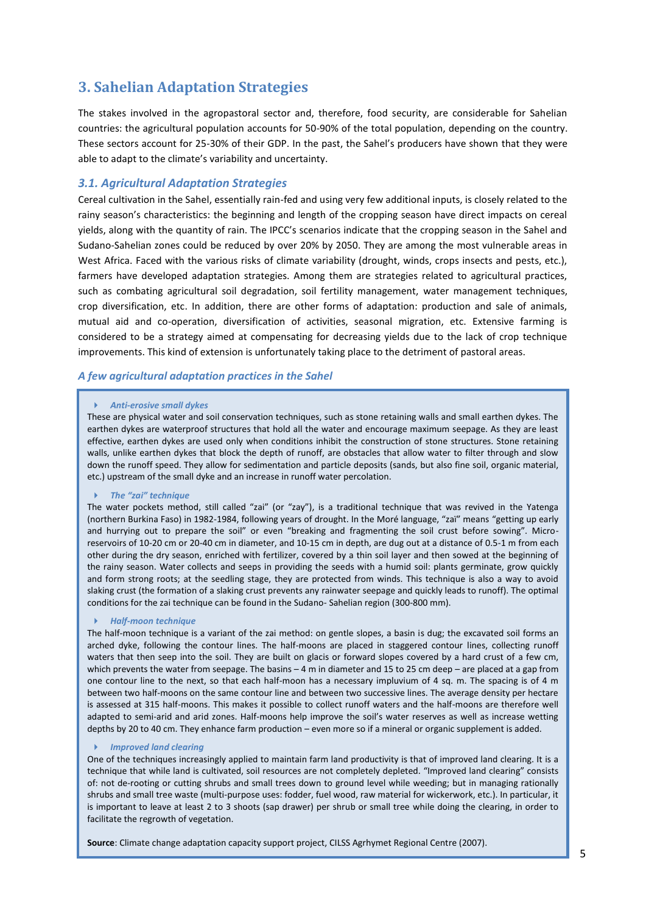## 3. Sahelian Adaptation Strategies

The stakes involved in the agropastoral sector and, therefore, food security, are considerable for Sahelian countries: the agricultural population accounts for 50-90% of the total population, depending on the country. These sectors account for 25-30% of their GDP. In the past, the Sahel's producers have shown that they were able to adapt to the climate's variability and uncertainty.

### *3.1. Agricultural Adaptation Strategies*

Cereal cultivation in the Sahel, essentially rain-fed and using very few additional inputs, is closely related to the rainy season's characteristics: the beginning and length of the cropping season have direct impacts on cereal yields, along with the quantity of rain. The IPCC's scenarios indicate that the cropping season in the Sahel and Sudano-Sahelian zones could be reduced by over 20% by 2050. They are among the most vulnerable areas in West Africa. Faced with the various risks of climate variability (drought, winds, crops insects and pests, etc.), farmers have developed adaptation strategies. Among them are strategies related to agricultural practices, such as combating agricultural soil degradation, soil fertility management, water management techniques, crop diversification, etc. In addition, there are other forms of adaptation: production and sale of animals, mutual aid and co-operation, diversification of activities, seasonal migration, etc. Extensive farming is considered to be a strategy aimed at compensating for decreasing yields due to the lack of crop technique improvements. This kind of extension is unfortunately taking place to the detriment of pastoral areas.

#### *A few agricultural adaptation practices in the Sahel*

- ***Anti-erosive small dykes***

These are physical water and soil conservation techniques, such as stone retaining walls and small earthen dykes. The earthen dykes are waterproof structures that hold all the water and encourage maximum seepage. As they are least effective, earthen dykes are used only when conditions inhibit the construction of stone structures. Stone retaining walls, unlike earthen dykes that block the depth of runoff, are obstacles that allow water to filter through and slow down the runoff speed. They allow for sedimentation and particle deposits (sands, but also fine soil, organic material, etc.) upstream of the small dyke and an increase in runoff water percolation.

- ***The "zai" technique***

The water pockets method, still called "zai" (or "zay"), is a traditional technique that was revived in the Yatenga (northern Burkina Faso) in 1982-1984, following years of drought. In the Moré language, "zaï" means "getting up early and hurrying out to prepare the soil" or even "breaking and fragmenting the soil crust before sowing". Micro-reservoirs of 10-20 cm or 20-40 cm in diameter, and 10-15 cm in depth, are dug out at a distance of 0.5-1 m from each other during the dry season, enriched with fertilizer, covered by a thin soil layer and then sowed at the beginning of the rainy season. Water collects and seeps in providing the seeds with a humid soil: plants germinate, grow quickly and form strong roots; at the seedling stage, they are protected from winds. This technique is also a way to avoid slaking crust (the formation of a slaking crust prevents any rainwater seepage and quickly leads to runoff). The optimal conditions for the zai technique can be found in the Sudano- Sahelian region (300-800 mm).

- ***Half-moon technique***

The half-moon technique is a variant of the zai method: on gentle slopes, a basin is dug; the excavated soil forms an arched dyke, following the contour lines. The half-moons are placed in staggered contour lines, collecting runoff waters that then seep into the soil. They are built on glacis or forward slopes covered by a hard crust of a few cm, which prevents the water from seepage. The basins – 4 m in diameter and 15 to 25 cm deep – are placed at a gap from one contour line to the next, so that each half-moon has a necessary impluvium of 4 sq. m. The spacing is of 4 m between two half-moons on the same contour line and between two successive lines. The average density per hectare is assessed at 315 half-moons. This makes it possible to collect runoff waters and the half-moons are therefore well adapted to semi-arid and arid zones. Half-moons help improve the soil's water reserves as well as increase wetting depths by 20 to 40 cm. They enhance farm production – even more so if a mineral or organic supplement is added.

- ***Improved land clearing***

One of the techniques increasingly applied to maintain farm land productivity is that of improved land clearing. It is a technique that while land is cultivated, soil resources are not completely depleted. "Improved land clearing" consists of: not de-rooting or cutting shrubs and small trees down to ground level while weeding; but in managing rationally shrubs and small tree waste (multi-purpose uses: fodder, fuel wood, raw material for wickerwork, etc.). In particular, it is important to leave at least 2 to 3 shoots (sap drawer) per shrub or small tree while doing the clearing, in order to facilitate the regrowth of vegetation.

**Source**: Climate change adaptation capacity support project, CILSS Agrhymet Regional Centre (2007).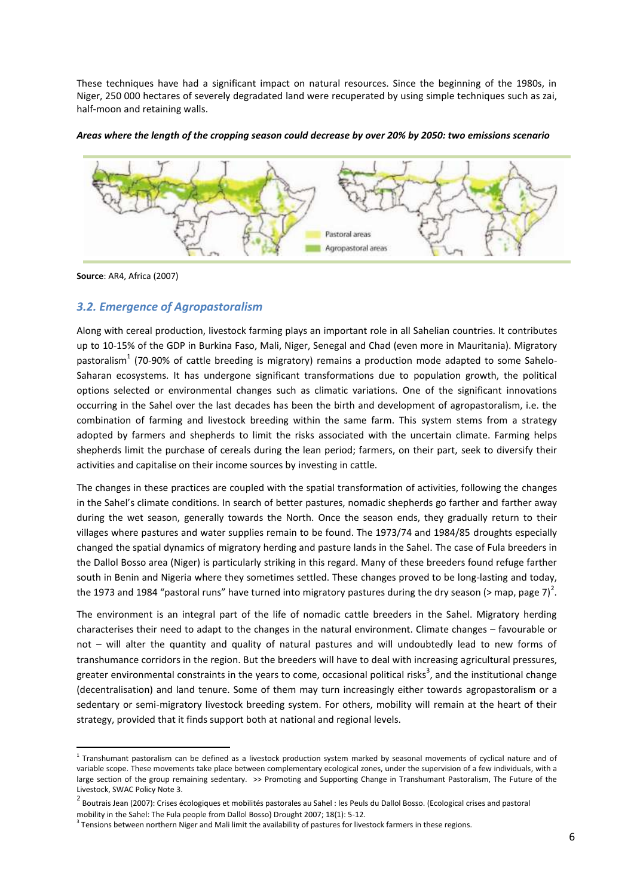These techniques have had a significant impact on natural resources. Since the beginning of the 1980s, in Niger, 250 000 hectares of severely degradated land were recuperated by using simple techniques such as zai, half-moon and retaining walls.

***Areas where the length of the cropping season could decrease by over 20% by 2050: two emissions scenario***

Pastoral areas
Agropastoral areas

**Source**: AR4, Africa (2007)

### *3.2. Emergence of Agropastoralism*

Along with cereal production, livestock farming plays an important role in all Sahelian countries. It contributes up to 10-15% of the GDP in Burkina Faso, Mali, Niger, Senegal and Chad (even more in Mauritania). Migratory pastoralism[1] (70-90% of cattle breeding is migratory) remains a production mode adapted to some Sahelo-Saharan ecosystems. It has undergone significant transformations due to population growth, the political options selected or environmental changes such as climatic variations. One of the significant innovations occurring in the Sahel over the last decades has been the birth and development of agropastoralism, i.e. the combination of farming and livestock breeding within the same farm. This system stems from a strategy adopted by farmers and shepherds to limit the risks associated with the uncertain climate. Farming helps shepherds limit the purchase of cereals during the lean period; farmers, on their part, seek to diversify their activities and capitalise on their income sources by investing in cattle.

The changes in these practices are coupled with the spatial transformation of activities, following the changes in the Sahel's climate conditions. In search of better pastures, nomadic shepherds go farther and farther away during the wet season, generally towards the North. Once the season ends, they gradually return to their villages where pastures and water supplies remain to be found. The 1973/74 and 1984/85 droughts especially changed the spatial dynamics of migratory herding and pasture lands in the Sahel. The case of Fula breeders in the Dallol Bosso area (Niger) is particularly striking in this regard. Many of these breeders found refuge farther south in Benin and Nigeria where they sometimes settled. These changes proved to be long-lasting and today, the 1973 and 1984 "pastoral runs" have turned into migratory pastures during the dry season (> map, page 7)[2].

The environment is an integral part of the life of nomadic cattle breeders in the Sahel. Migratory herding characterises their need to adapt to the changes in the natural environment. Climate changes – favourable or not – will alter the quantity and quality of natural pastures and will undoubtedly lead to new forms of transhumance corridors in the region. But the breeders will have to deal with increasing agricultural pressures, greater environmental constraints in the years to come, occasional political risks[3], and the institutional change (decentralisation) and land tenure. Some of them may turn increasingly either towards agropastoralism or a sedentary or semi-migratory livestock breeding system. For others, mobility will remain at the heart of their strategy, provided that it finds support both at national and regional levels.

---

[1] Transhumant pastoralism can be defined as a livestock production system marked by seasonal movements of cyclical nature and of variable scope. These movements take place between complementary ecological zones, under the supervision of a few individuals, with a large section of the group remaining sedentary. >> Promoting and Supporting Change in Transhumant Pastoralism, The Future of the Livestock, SWAC Policy Note 3.

[2] Boutrais Jean (2007): Crises écologiques et mobilités pastorales au Sahel : les Peuls du Dallol Bosso. (Ecological crises and pastoral mobility in the Sahel: The Fula people from Dallol Bosso) Drought 2007; 18(1): 5-12.

[3] Tensions between northern Niger and Mali limit the availability of pastures for livestock farmers in these regions.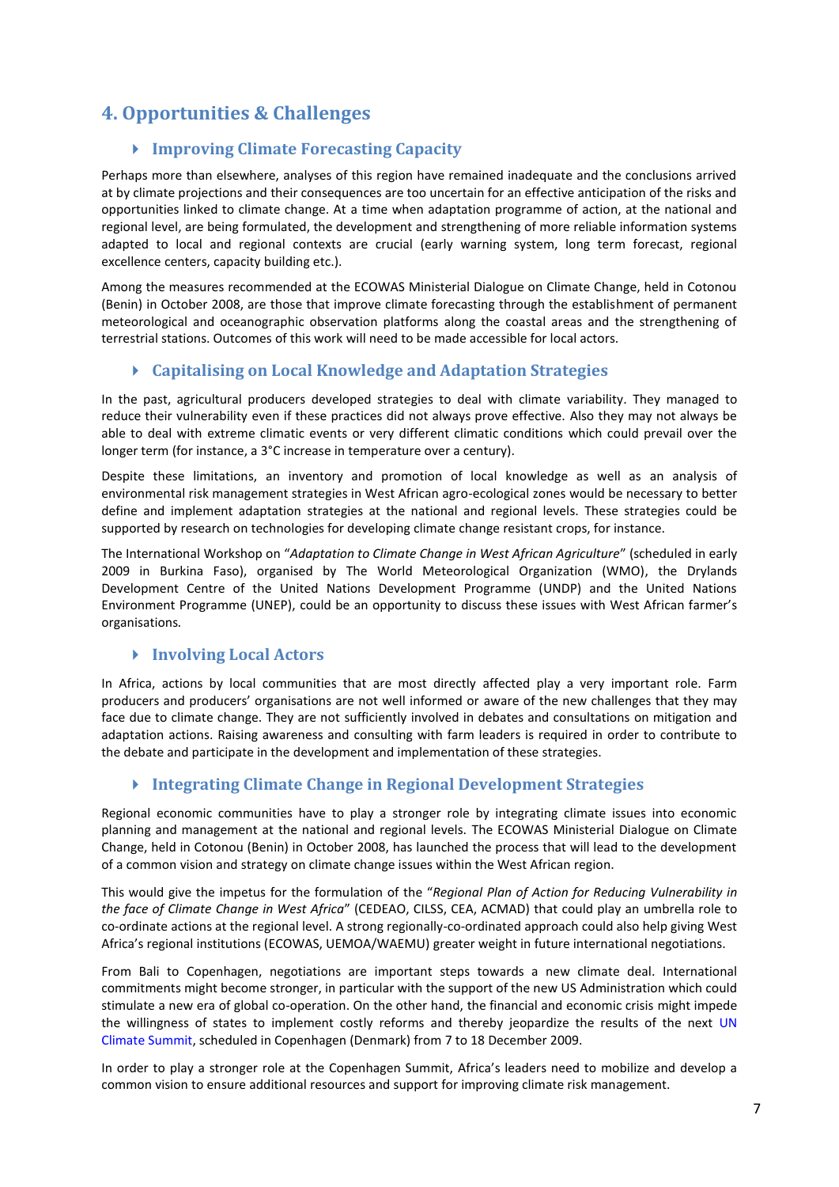## 4. Opportunities & Challenges

### Improving Climate Forecasting Capacity

Perhaps more than elsewhere, analyses of this region have remained inadequate and the conclusions arrived at by climate projections and their consequences are too uncertain for an effective anticipation of the risks and opportunities linked to climate change. At a time when adaptation programme of action, at the national and regional level, are being formulated, the development and strengthening of more reliable information systems adapted to local and regional contexts are crucial (early warning system, long term forecast, regional excellence centers, capacity building etc.).

Among the measures recommended at the ECOWAS Ministerial Dialogue on Climate Change, held in Cotonou (Benin) in October 2008, are those that improve climate forecasting through the establishment of permanent meteorological and oceanographic observation platforms along the coastal areas and the strengthening of terrestrial stations. Outcomes of this work will need to be made accessible for local actors.

### Capitalising on Local Knowledge and Adaptation Strategies

In the past, agricultural producers developed strategies to deal with climate variability. They managed to reduce their vulnerability even if these practices did not always prove effective. Also they may not always be able to deal with extreme climatic events or very different climatic conditions which could prevail over the longer term (for instance, a 3°C increase in temperature over a century).

Despite these limitations, an inventory and promotion of local knowledge as well as an analysis of environmental risk management strategies in West African agro-ecological zones would be necessary to better define and implement adaptation strategies at the national and regional levels. These strategies could be supported by research on technologies for developing climate change resistant crops, for instance.

The International Workshop on "*Adaptation to Climate Change in West African Agriculture*" (scheduled in early 2009 in Burkina Faso), organised by The World Meteorological Organization (WMO), the Drylands Development Centre of the United Nations Development Programme (UNDP) and the United Nations Environment Programme (UNEP), could be an opportunity to discuss these issues with West African farmer's organisations.

### Involving Local Actors

In Africa, actions by local communities that are most directly affected play a very important role. Farm producers and producers' organisations are not well informed or aware of the new challenges that they may face due to climate change. They are not sufficiently involved in debates and consultations on mitigation and adaptation actions. Raising awareness and consulting with farm leaders is required in order to contribute to the debate and participate in the development and implementation of these strategies.

### Integrating Climate Change in Regional Development Strategies

Regional economic communities have to play a stronger role by integrating climate issues into economic planning and management at the national and regional levels. The ECOWAS Ministerial Dialogue on Climate Change, held in Cotonou (Benin) in October 2008, has launched the process that will lead to the development of a common vision and strategy on climate change issues within the West African region.

This would give the impetus for the formulation of the "*Regional Plan of Action for Reducing Vulnerability in the face of Climate Change in West Africa*" (CEDEAO, CILSS, CEA, ACMAD) that could play an umbrella role to co-ordinate actions at the regional level. A strong regionally-co-ordinated approach could also help giving West Africa's regional institutions (ECOWAS, UEMOA/WAEMU) greater weight in future international negotiations.

From Bali to Copenhagen, negotiations are important steps towards a new climate deal. International commitments might become stronger, in particular with the support of the new US Administration which could stimulate a new era of global co-operation. On the other hand, the financial and economic crisis might impede the willingness of states to implement costly reforms and thereby jeopardize the results of the next UN Climate Summit, scheduled in Copenhagen (Denmark) from 7 to 18 December 2009.

In order to play a stronger role at the Copenhagen Summit, Africa's leaders need to mobilize and develop a common vision to ensure additional resources and support for improving climate risk management.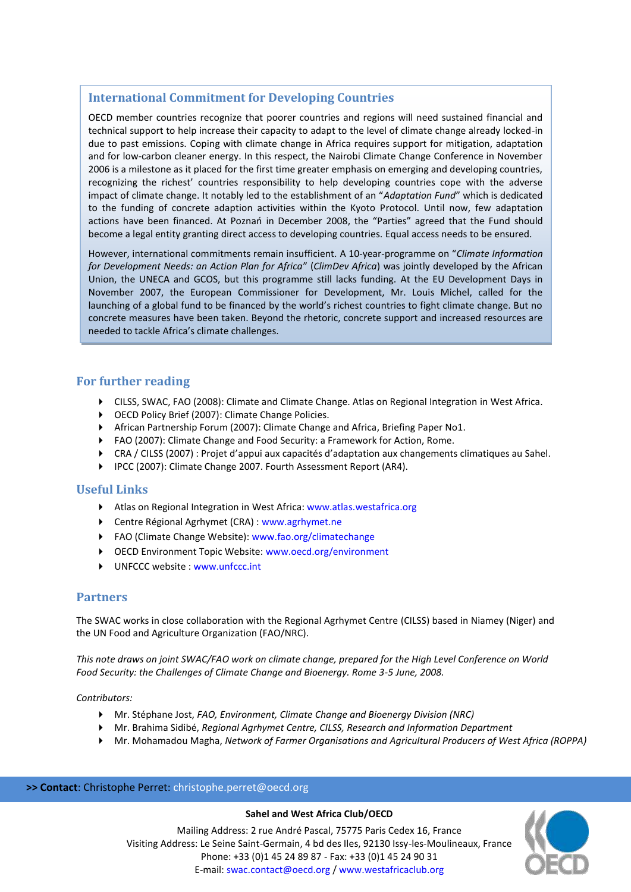## International Commitment for Developing Countries

OECD member countries recognize that poorer countries and regions will need sustained financial and technical support to help increase their capacity to adapt to the level of climate change already locked-in due to past emissions. Coping with climate change in Africa requires support for mitigation, adaptation and for low-carbon cleaner energy. In this respect, the Nairobi Climate Change Conference in November 2006 is a milestone as it placed for the first time greater emphasis on emerging and developing countries, recognizing the richest' countries responsibility to help developing countries cope with the adverse impact of climate change. It notably led to the establishment of an "*Adaptation Fund*" which is dedicated to the funding of concrete adaption activities within the Kyoto Protocol. Until now, few adaptation actions have been financed. At Poznań in December 2008, the "Parties" agreed that the Fund should become a legal entity granting direct access to developing countries. Equal access needs to be ensured.

However, international commitments remain insufficient. A 10-year-programme on "*Climate Information for Development Needs: an Action Plan for Africa*" (*ClimDev Africa*) was jointly developed by the African Union, the UNECA and GCOS, but this programme still lacks funding. At the EU Development Days in November 2007, the European Commissioner for Development, Mr. Louis Michel, called for the launching of a global fund to be financed by the world's richest countries to fight climate change. But no concrete measures have been taken. Beyond the rhetoric, concrete support and increased resources are needed to tackle Africa's climate challenges.

## For further reading

- CILSS, SWAC, FAO (2008): Climate and Climate Change. Atlas on Regional Integration in West Africa.
- OECD Policy Brief (2007): Climate Change Policies.
- African Partnership Forum (2007): Climate Change and Africa, Briefing Paper No1.
- FAO (2007): Climate Change and Food Security: a Framework for Action, Rome.
- CRA / CILSS (2007) : Projet d'appui aux capacités d'adaptation aux changements climatiques au Sahel.
- IPCC (2007): Climate Change 2007. Fourth Assessment Report (AR4).

## Useful Links

- Atlas on Regional Integration in West Africa: www.atlas.westafrica.org
- Centre Régional Agrhymet (CRA) : www.agrhymet.ne
- FAO (Climate Change Website): www.fao.org/climatechange
- OECD Environment Topic Website: www.oecd.org/environment
- UNFCCC website : www.unfccc.int

## Partners

The SWAC works in close collaboration with the Regional Agrhymet Centre (CILSS) based in Niamey (Niger) and the UN Food and Agriculture Organization (FAO/NRC).

*This note draws on joint SWAC/FAO work on climate change, prepared for the High Level Conference on World Food Security: the Challenges of Climate Change and Bioenergy. Rome 3-5 June, 2008.*

*Contributors:*

- Mr. Stéphane Jost, *FAO, Environment, Climate Change and Bioenergy Division (NRC)*
- Mr. Brahima Sidibé, *Regional Agrhymet Centre, CILSS, Research and Information Department*
- Mr. Mohamadou Magha, *Network of Farmer Organisations and Agricultural Producers of West Africa (ROPPA)*

**>> Contact**: Christophe Perret: christophe.perret@oecd.org

**Sahel and West Africa Club/OECD**

Mailing Address: 2 rue André Pascal, 75775 Paris Cedex 16, France
Visiting Address: Le Seine Saint-Germain, 4 bd des Iles, 92130 Issy-les-Moulineaux, France
Phone: +33 (0)1 45 24 89 87 - Fax: +33 (0)1 45 24 90 31
E-mail: swac.contact@oecd.org / www.westafricaclub.org